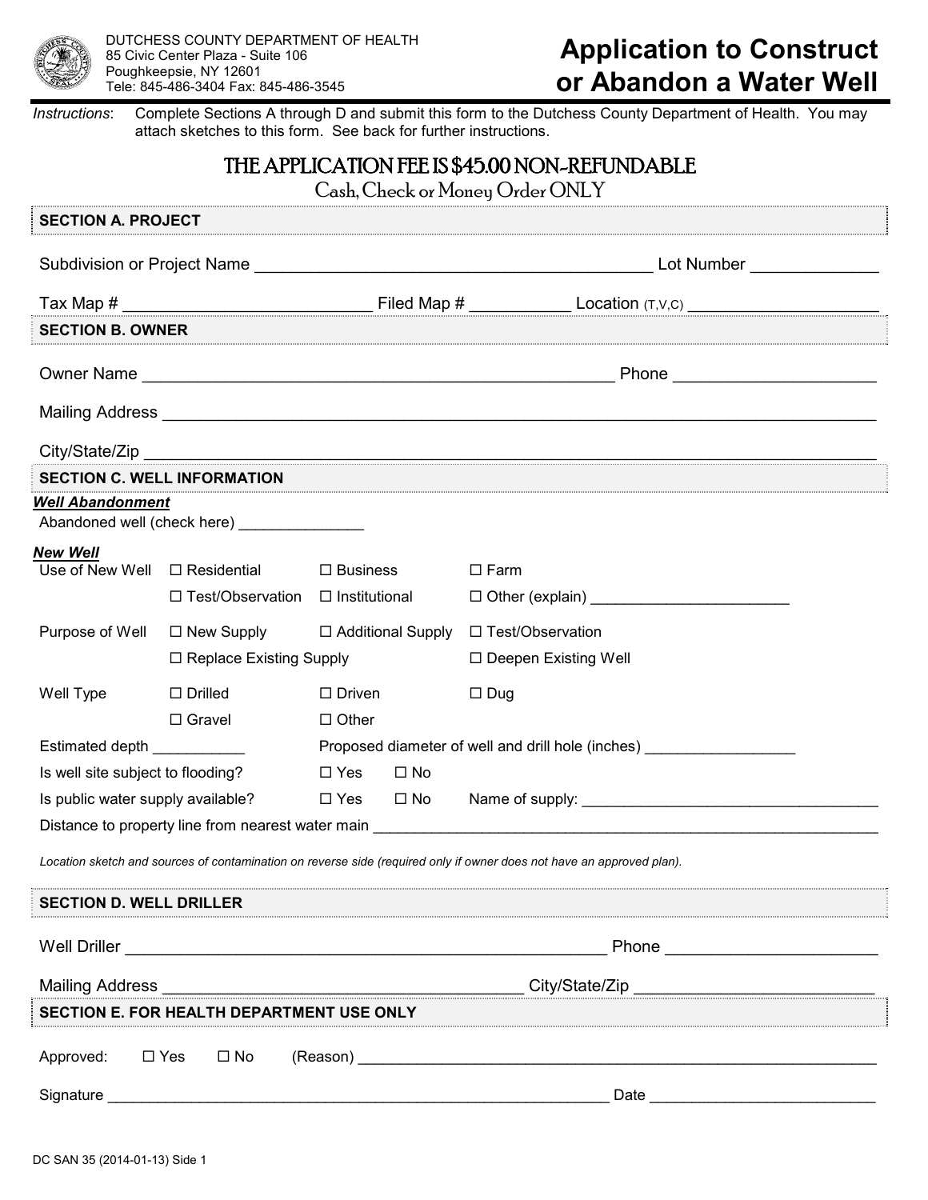DUTCHESS COUNTY DEPARTMENT OF HEALTH
85 Civic Center Plaza - Suite 106
Poughkeepsie, NY 12601
Tele: 845-486-3404 Fax: 845-486-3545

# Application to Construct or Abandon a Water Well

*Instructions*: Complete Sections A through D and submit this form to the Dutchess County Department of Health. You may attach sketches to this form. See back for further instructions.

**THE APPLICATION FEE IS $45.00 NON-REFUNDABLE**
Cash, Check or Money Order ONLY

## SECTION A. PROJECT

Subdivision or Project Name ____________________ Lot Number ____________

Tax Map # ____________________ Filed Map # ____________ Location (T,V,C) ____________________

## SECTION B. OWNER

Owner Name ____________________ Phone ____________________

Mailing Address ____________________

City/State/Zip ____________________

## SECTION C. WELL INFORMATION

***Well Abandonment***

Abandoned well (check here) ____________

***New Well***

Use of New Well ☐ Residential ☐ Business ☐ Farm
☐ Test/Observation ☐ Institutional ☐ Other (explain) ____________________

Purpose of Well ☐ New Supply ☐ Additional Supply ☐ Test/Observation
☐ Replace Existing Supply ☐ Deepen Existing Well

Well Type ☐ Drilled ☐ Driven ☐ Dug
☐ Gravel ☐ Other

Estimated depth __________ Proposed diameter of well and drill hole (inches) ____________

Is well site subject to flooding? ☐ Yes ☐ No

Is public water supply available? ☐ Yes ☐ No Name of supply: ____________________

Distance to property line from nearest water main ____________________

*Location sketch and sources of contamination on reverse side (required only if owner does not have an approved plan).*

## SECTION D. WELL DRILLER

Well Driller ____________________ Phone ____________________

Mailing Address ____________________ City/State/Zip ____________________

## SECTION E. FOR HEALTH DEPARTMENT USE ONLY

Approved: ☐ Yes ☐ No (Reason) ____________________

Signature ____________________ Date ____________________

DC SAN 35 (2014-01-13) Side 1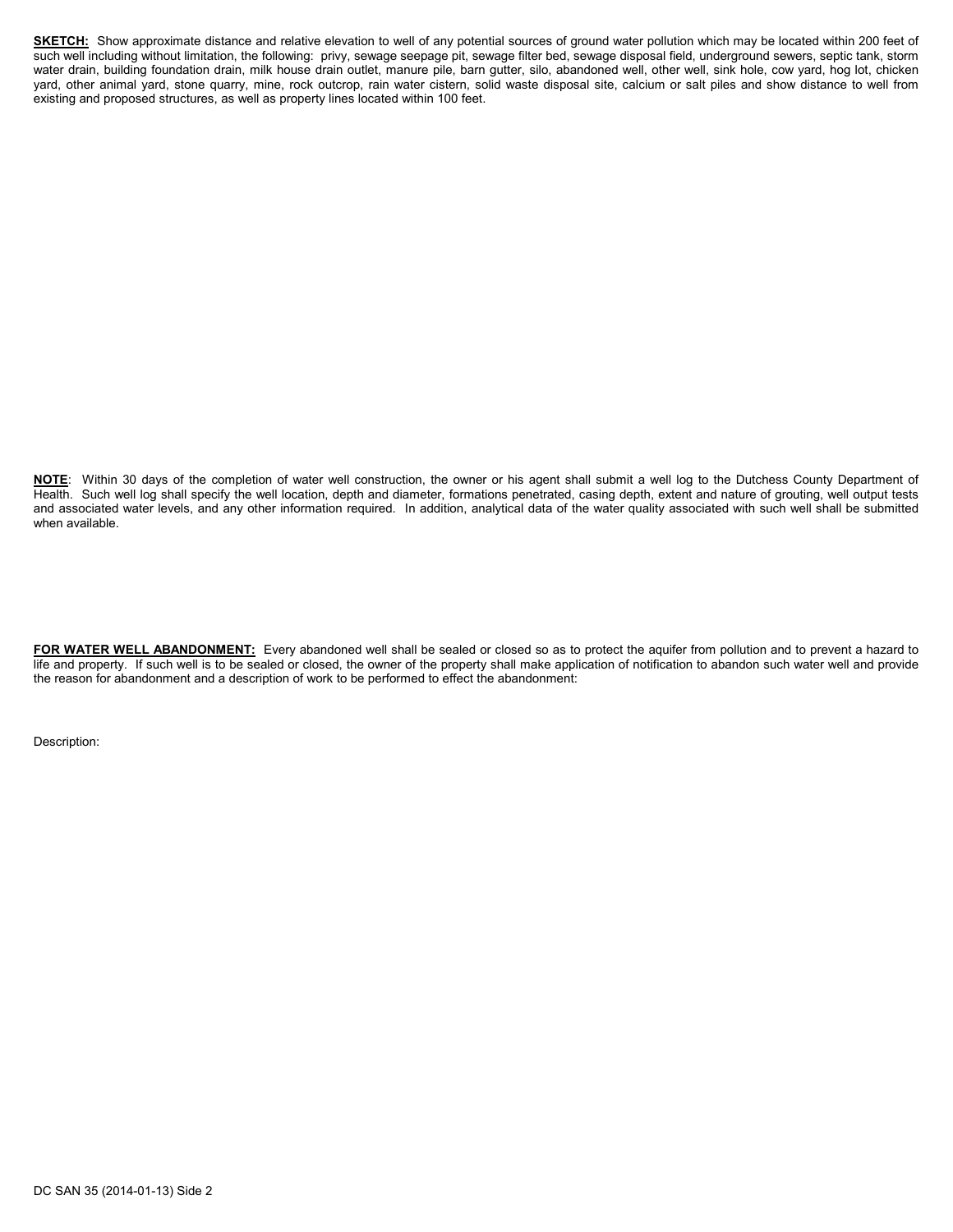**SKETCH:** Show approximate distance and relative elevation to well of any potential sources of ground water pollution which may be located within 200 feet of such well including without limitation, the following: privy, sewage seepage pit, sewage filter bed, sewage disposal field, underground sewers, septic tank, storm water drain, building foundation drain, milk house drain outlet, manure pile, barn gutter, silo, abandoned well, other well, sink hole, cow yard, hog lot, chicken yard, other animal yard, stone quarry, mine, rock outcrop, rain water cistern, solid waste disposal site, calcium or salt piles and show distance to well from existing and proposed structures, as well as property lines located within 100 feet.

**NOTE**: Within 30 days of the completion of water well construction, the owner or his agent shall submit a well log to the Dutchess County Department of Health. Such well log shall specify the well location, depth and diameter, formations penetrated, casing depth, extent and nature of grouting, well output tests and associated water levels, and any other information required. In addition, analytical data of the water quality associated with such well shall be submitted when available.

**FOR WATER WELL ABANDONMENT:** Every abandoned well shall be sealed or closed so as to protect the aquifer from pollution and to prevent a hazard to life and property. If such well is to be sealed or closed, the owner of the property shall make application of notification to abandon such water well and provide the reason for abandonment and a description of work to be performed to effect the abandonment:

Description:

DC SAN 35 (2014-01-13) Side 2